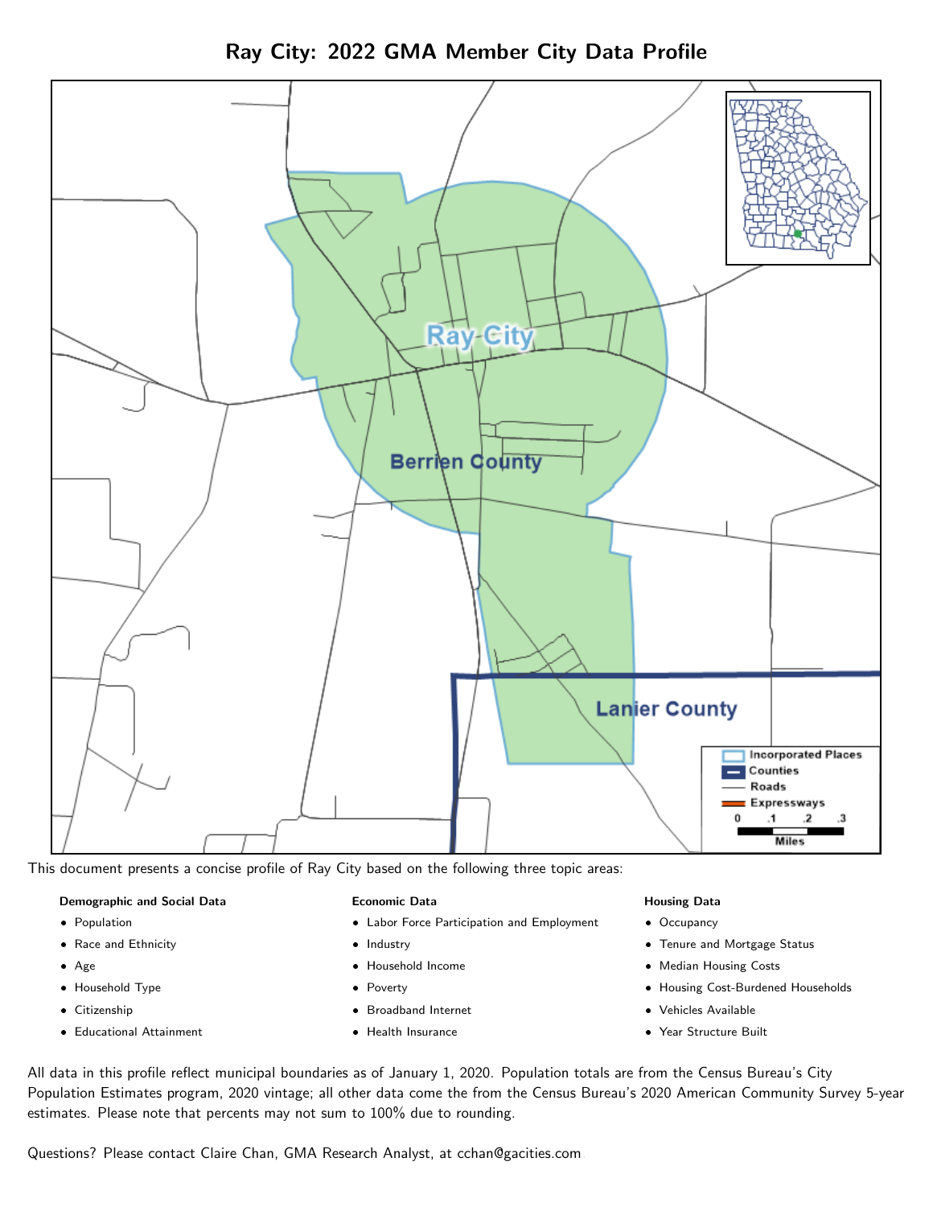# Ray City: 2022 GMA Member City Data Profile

This document presents a concise profile of Ray City based on the following three topic areas:

**Demographic and Social Data**

- Population
- Race and Ethnicity
- Age
- Household Type
- Citizenship
- Educational Attainment

**Economic Data**

- Labor Force Participation and Employment
- Industry
- Household Income
- Poverty
- Broadband Internet
- Health Insurance

**Housing Data**

- Occupancy
- Tenure and Mortgage Status
- Median Housing Costs
- Housing Cost-Burdened Households
- Vehicles Available
- Year Structure Built

All data in this profile reflect municipal boundaries as of January 1, 2020. Population totals are from the Census Bureau's City Population Estimates program, 2020 vintage; all other data come the from the Census Bureau's 2020 American Community Survey 5-year estimates. Please note that percents may not sum to 100% due to rounding.

Questions? Please contact Claire Chan, GMA Research Analyst, at cchan@gacities.com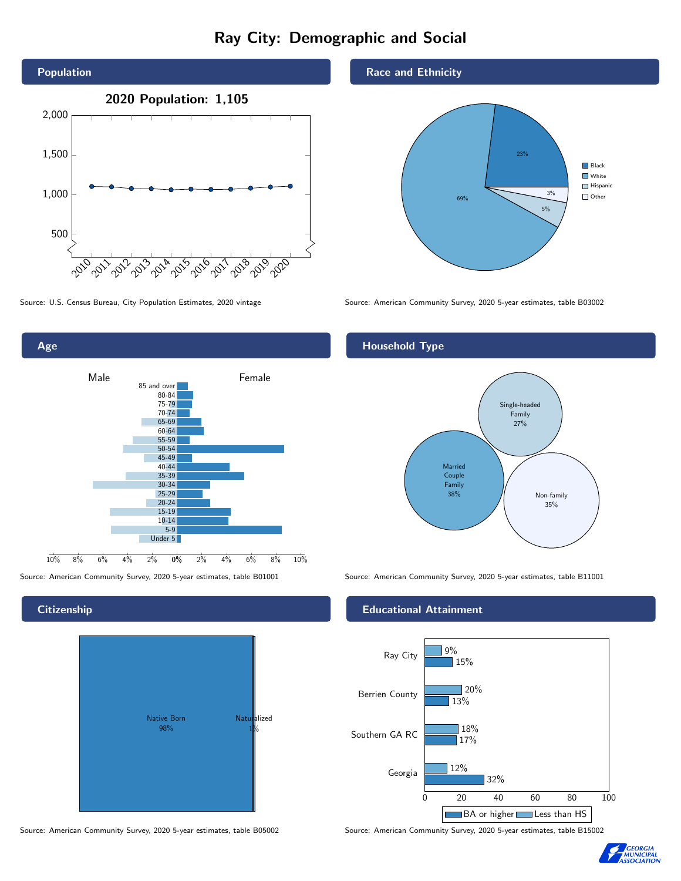# Ray City: Demographic and Social

## Population

2020 Population: 1,105

Source: U.S. Census Bureau, City Population Estimates, 2020 vintage

## Race and Ethnicity

| Race/Ethnicity | Percent |
|---|---|
| Black | 23% |
| White | 69% |
| Hispanic | 5% |
| Other | 3% |

Source: American Community Survey, 2020 5-year estimates, table B03002

## Age

Male / Female

Age groups: 85 and over, 80-84, 75-79, 70-74, 65-69, 60-64, 55-59, 50-54, 45-49, 40-44, 35-39, 30-34, 25-29, 20-24, 15-19, 10-14, 5-9, Under 5

Source: American Community Survey, 2020 5-year estimates, table B01001

## Household Type

| Household Type | Percent |
|---|---|
| Single-headed Family | 27% |
| Married Couple Family | 38% |
| Non-family | 35% |

Source: American Community Survey, 2020 5-year estimates, table B11001

## Citizenship

| Citizenship | Percent |
|---|---|
| Native Born | 98% |
| Naturalized | 1% |

Source: American Community Survey, 2020 5-year estimates, table B05002

## Educational Attainment

| Area | Less than HS | BA or higher |
|---|---|---|
| Ray City | 9% | 15% |
| Berrien County | 20% | 13% |
| Southern GA RC | 18% | 17% |
| Georgia | 12% | 32% |

Source: American Community Survey, 2020 5-year estimates, table B15002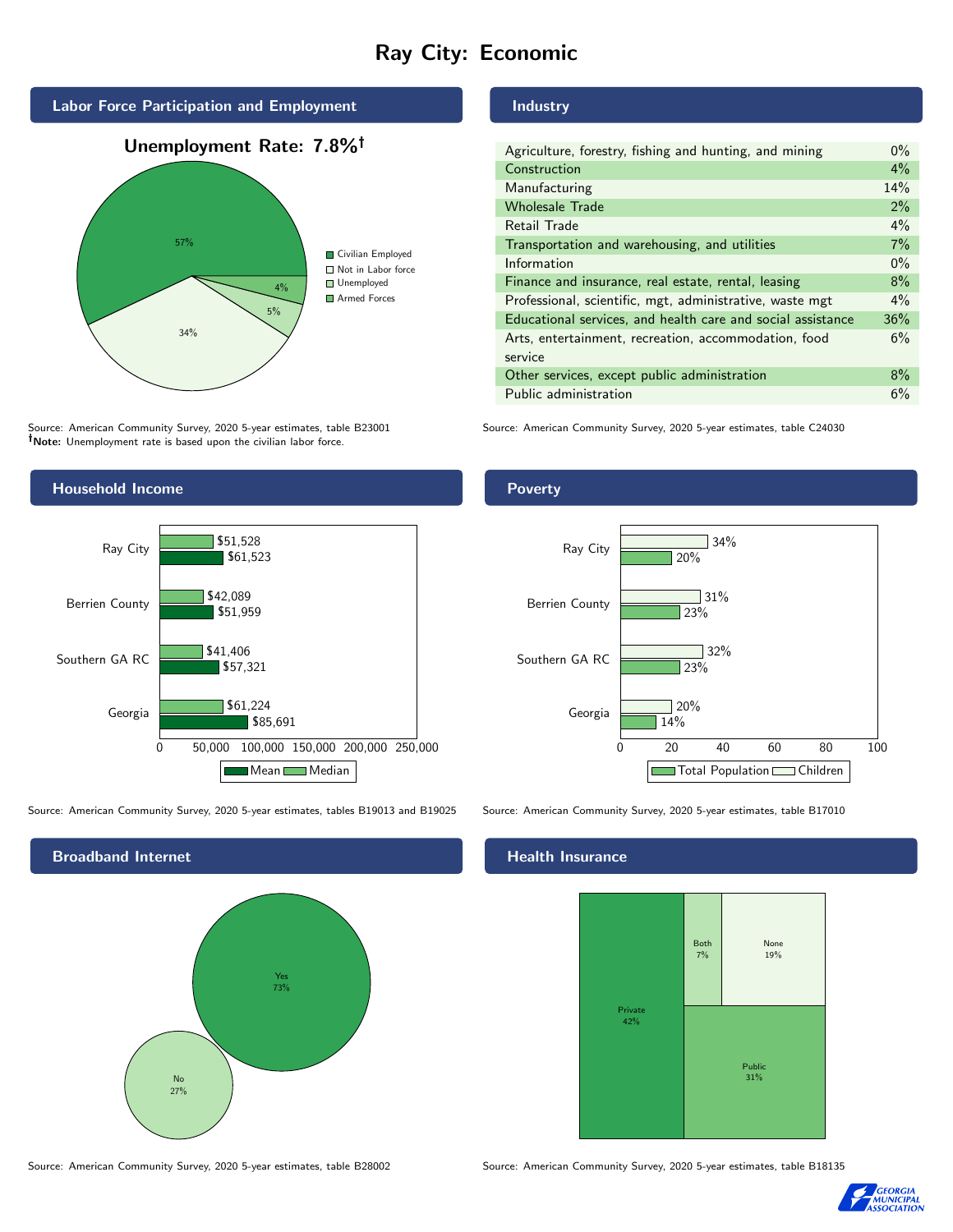# Ray City: Economic

## Labor Force Participation and Employment

**Unemployment Rate: 7.8%†**

| Category | Percent |
|---|---|
| Civilian Employed | 57% |
| Not in Labor force | 34% |
| Unemployed | 5% |
| Armed Forces | 4% |

Source: American Community Survey, 2020 5-year estimates, table B23001
**†Note:** Unemployment rate is based upon the civilian labor force.

## Industry

| Industry | Percent |
|---|---|
| Agriculture, forestry, fishing and hunting, and mining | 0% |
| Construction | 4% |
| Manufacturing | 14% |
| Wholesale Trade | 2% |
| Retail Trade | 4% |
| Transportation and warehousing, and utilities | 7% |
| Information | 0% |
| Finance and insurance, real estate, rental, leasing | 8% |
| Professional, scientific, mgt, administrative, waste mgt | 4% |
| Educational services, and health care and social assistance | 36% |
| Arts, entertainment, recreation, accommodation, food service | 6% |
| Other services, except public administration | 8% |
| Public administration | 6% |

Source: American Community Survey, 2020 5-year estimates, table C24030

## Household Income

| Area | Median | Mean |
|---|---|---|
| Ray City | $51,528 | $61,523 |
| Berrien County | $42,089 | $51,959 |
| Southern GA RC | $41,406 | $57,321 |
| Georgia | $61,224 | $85,691 |

Source: American Community Survey, 2020 5-year estimates, tables B19013 and B19025

## Poverty

| Area | Children | Total Population |
|---|---|---|
| Ray City | 34% | 20% |
| Berrien County | 31% | 23% |
| Southern GA RC | 32% | 23% |
| Georgia | 20% | 14% |

Source: American Community Survey, 2020 5-year estimates, table B17010

## Broadband Internet

| Response | Percent |
|---|---|
| Yes | 73% |
| No | 27% |

Source: American Community Survey, 2020 5-year estimates, table B28002

## Health Insurance

| Type | Percent |
|---|---|
| Private | 42% |
| Both | 7% |
| None | 19% |
| Public | 31% |

Source: American Community Survey, 2020 5-year estimates, table B18135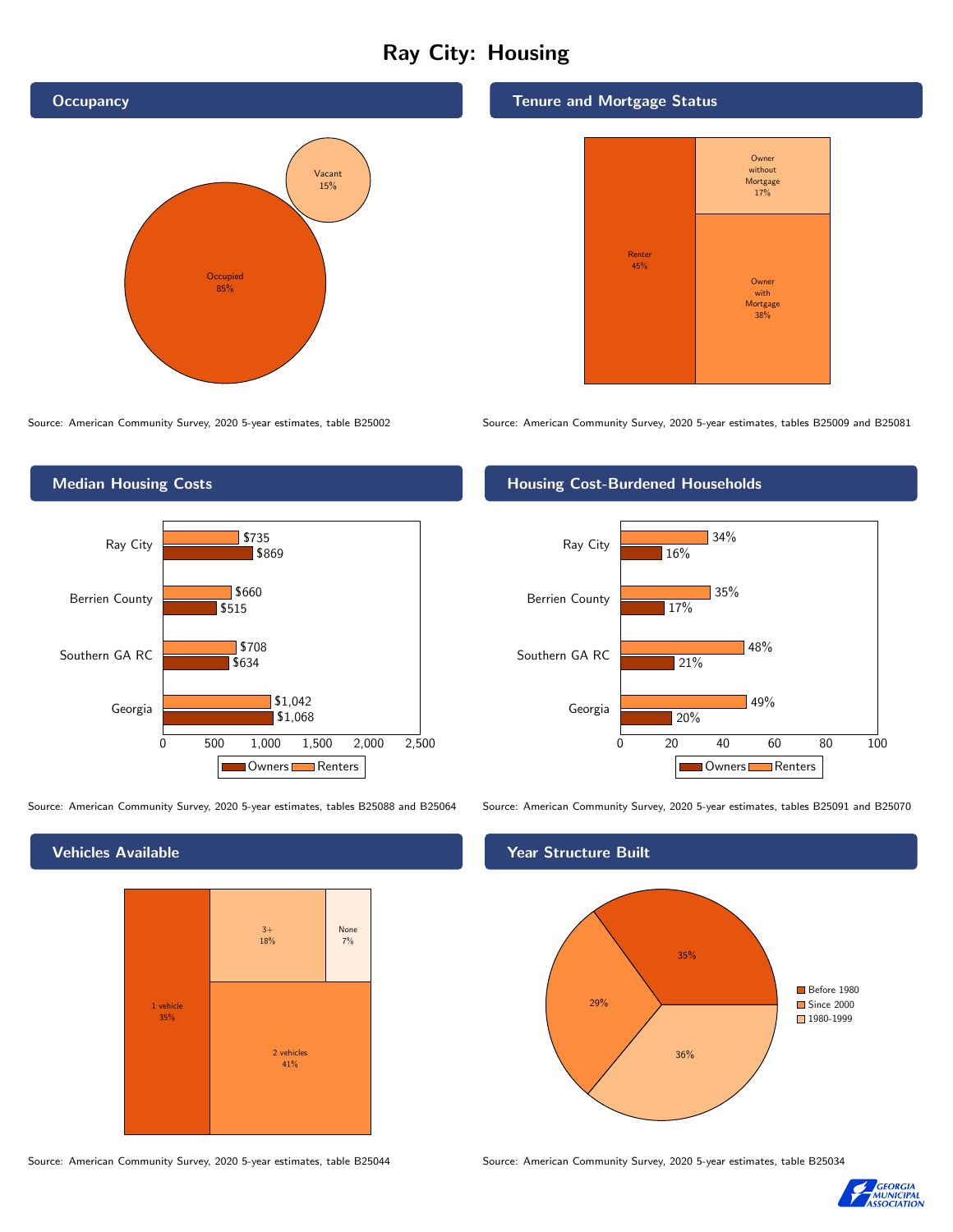# Ray City: Housing

## Occupancy

Vacant
15%

Occupied
85%

Source: American Community Survey, 2020 5-year estimates, table B25002

## Tenure and Mortgage Status

Renter
45%

Owner
without
Mortgage
17%

Owner
with
Mortgage
38%

Source: American Community Survey, 2020 5-year estimates, tables B25009 and B25081

## Median Housing Costs

Ray City
$735
$869

Berrien County
$660
$515

Southern GA RC
$708
$634

Georgia
$1,042
$1,068

0 500 1,000 1,500 2,000 2,500

Owners Renters

Source: American Community Survey, 2020 5-year estimates, tables B25088 and B25064

## Housing Cost-Burdened Households

Ray City
34%
16%

Berrien County
35%
17%

Southern GA RC
48%
21%

Georgia
49%
20%

0 20 40 60 80 100

Owners Renters

Source: American Community Survey, 2020 5-year estimates, tables B25091 and B25070

## Vehicles Available

1 vehicle
35%

3+
18%

None
7%

2 vehicles
41%

Source: American Community Survey, 2020 5-year estimates, table B25044

## Year Structure Built

35%

29%

36%

Before 1980
Since 2000
1980-1999

Source: American Community Survey, 2020 5-year estimates, table B25034

GEORGIA MUNICIPAL ASSOCIATION